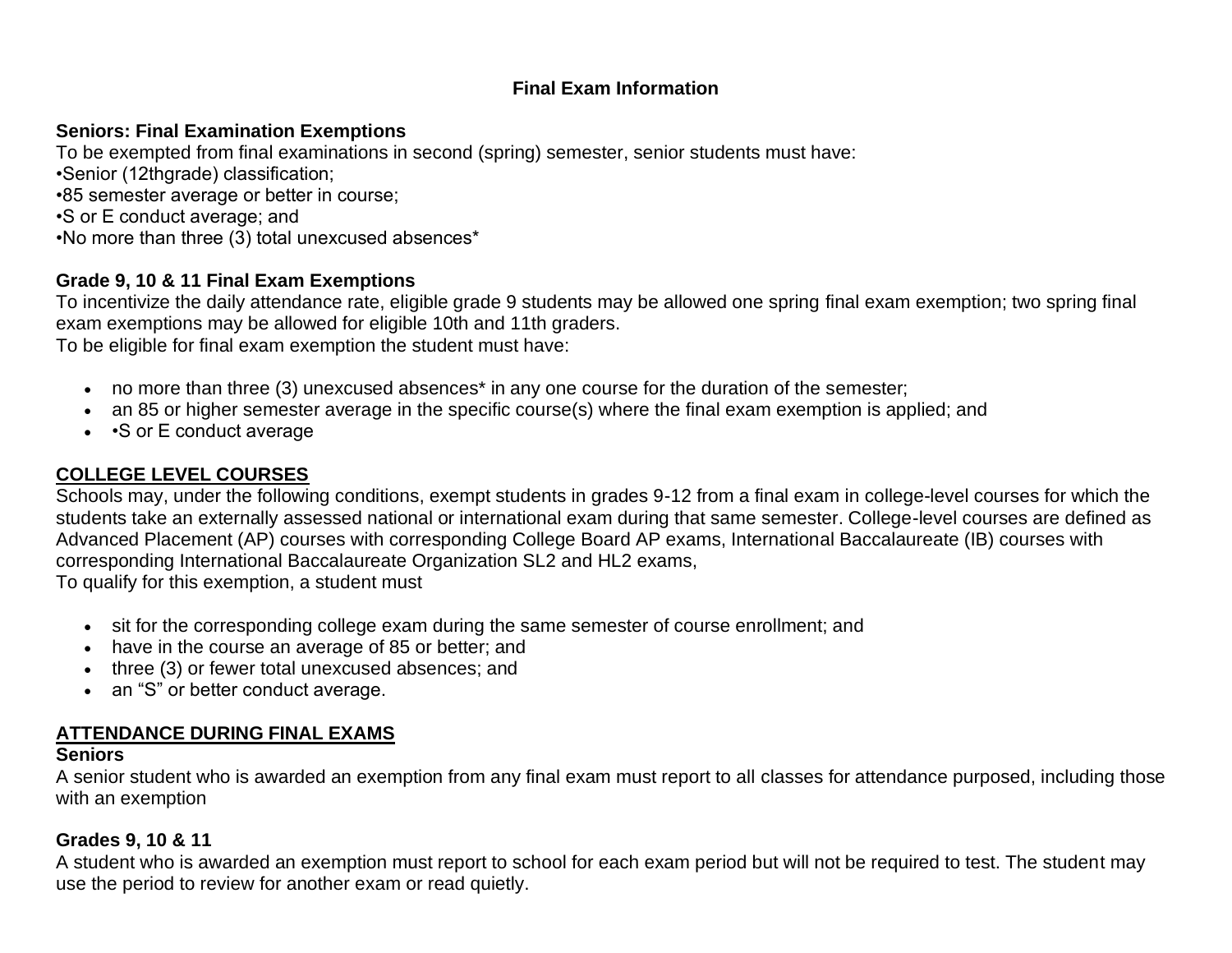# Final Exam Information

**Seniors: Final Examination Exemptions**

To be exempted from final examinations in second (spring) semester, senior students must have:
•Senior (12thgrade) classification;
•85 semester average or better in course;
•S or E conduct average; and
•No more than three (3) total unexcused absences*

**Grade 9, 10 & 11 Final Exam Exemptions**

To incentivize the daily attendance rate, eligible grade 9 students may be allowed one spring final exam exemption; two spring final exam exemptions may be allowed for eligible 10th and 11th graders.
To be eligible for final exam exemption the student must have:

- no more than three (3) unexcused absences* in any one course for the duration of the semester;
- an 85 or higher semester average in the specific course(s) where the final exam exemption is applied; and
- •S or E conduct average

## COLLEGE LEVEL COURSES

Schools may, under the following conditions, exempt students in grades 9-12 from a final exam in college-level courses for which the students take an externally assessed national or international exam during that same semester. College-level courses are defined as Advanced Placement (AP) courses with corresponding College Board AP exams, International Baccalaureate (IB) courses with corresponding International Baccalaureate Organization SL2 and HL2 exams,
To qualify for this exemption, a student must

- sit for the corresponding college exam during the same semester of course enrollment; and
- have in the course an average of 85 or better; and
- three (3) or fewer total unexcused absences; and
- an "S" or better conduct average.

## ATTENDANCE DURING FINAL EXAMS

**Seniors**

A senior student who is awarded an exemption from any final exam must report to all classes for attendance purposed, including those with an exemption

**Grades 9, 10 & 11**

A student who is awarded an exemption must report to school for each exam period but will not be required to test. The student may use the period to review for another exam or read quietly.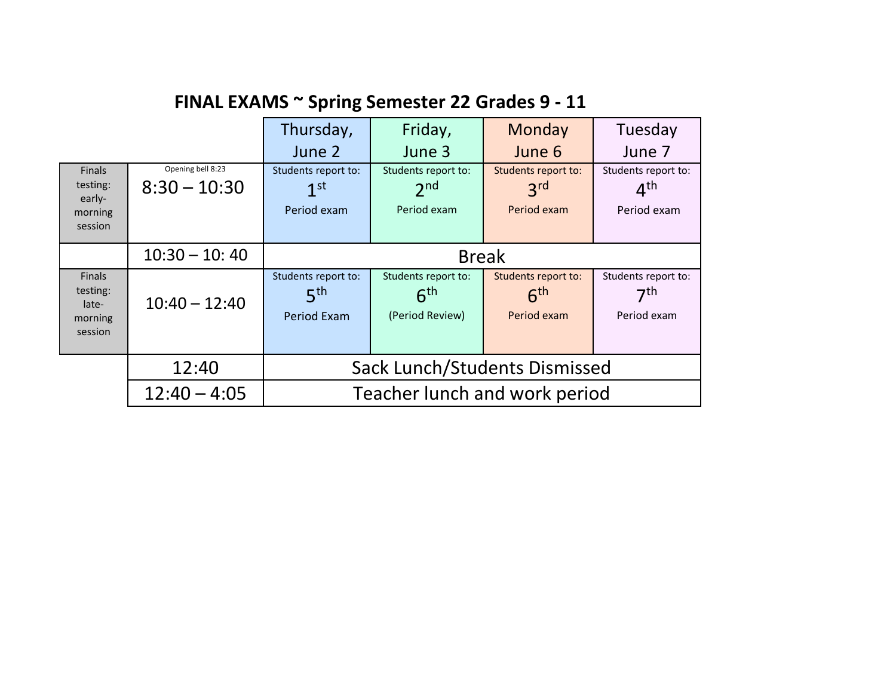# FINAL EXAMS ~ Spring Semester 22 Grades 9 - 11

| | | Thursday, June 2 | Friday, June 3 | Monday June 6 | Tuesday June 7 |
|---|---|---|---|---|---|
| Finals testing: early-morning session | Opening bell 8:23<br>8:30 – 10:30 | Students report to:<br>1st<br>Period exam | Students report to:<br>2nd<br>Period exam | Students report to:<br>3rd<br>Period exam | Students report to:<br>4th<br>Period exam |
| | 10:30 – 10: 40 | Break | | | |
| Finals testing: late-morning session | 10:40 – 12:40 | Students report to:<br>5th<br>Period Exam | Students report to:<br>6th<br>(Period Review) | Students report to:<br>6th<br>Period exam | Students report to:<br>7th<br>Period exam |
| | 12:40 | Sack Lunch/Students Dismissed | | | |
| | 12:40 – 4:05 | Teacher lunch and work period | | | |